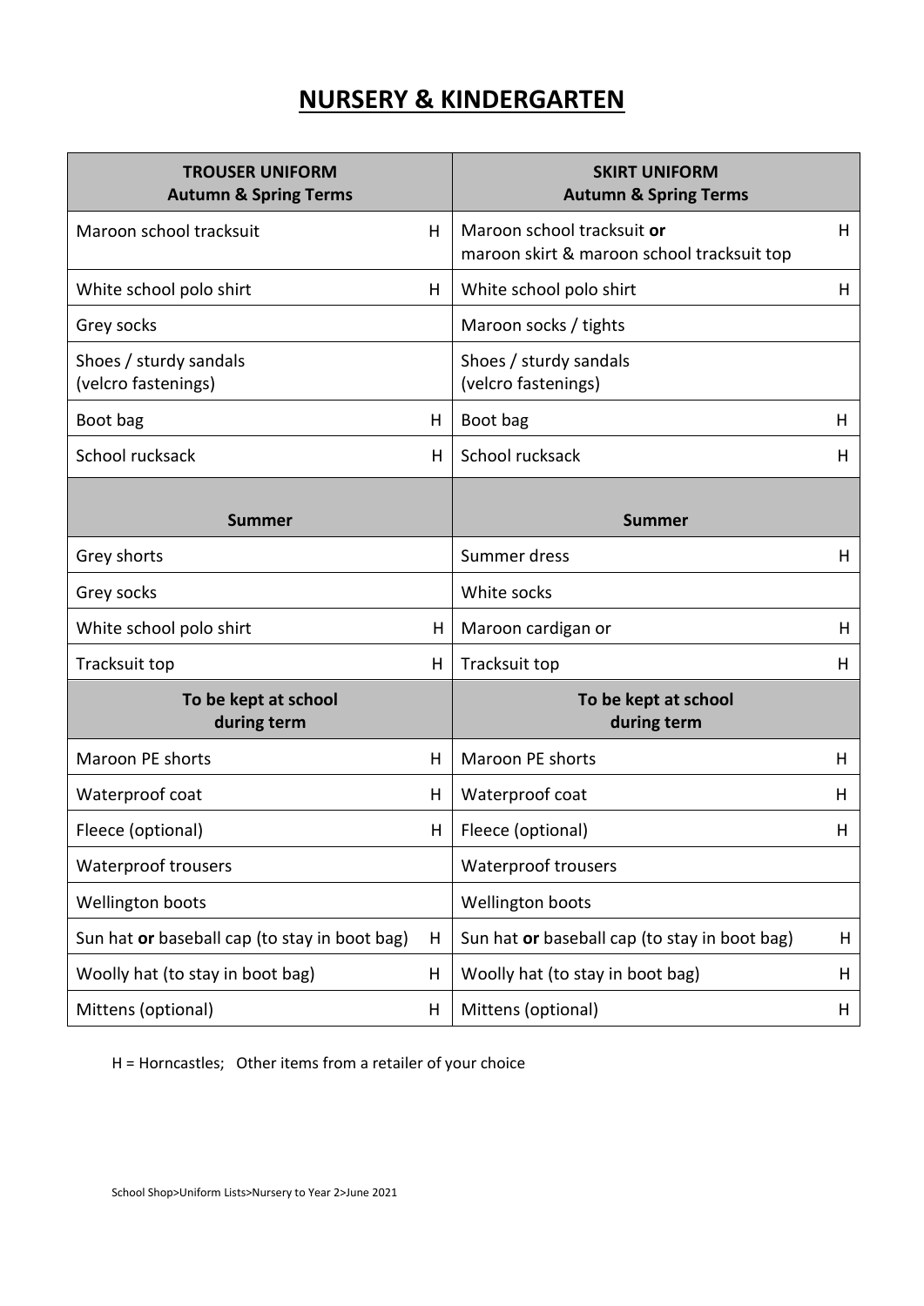# NURSERY & KINDERGARTEN

| TROUSER UNIFORM Autumn & Spring Terms | | SKIRT UNIFORM Autumn & Spring Terms | |
|---|---|---|---|
| Maroon school tracksuit | H | Maroon school tracksuit **or** maroon skirt & maroon school tracksuit top | H |
| White school polo shirt | H | White school polo shirt | H |
| Grey socks | | Maroon socks / tights | |
| Shoes / sturdy sandals (velcro fastenings) | | Shoes / sturdy sandals (velcro fastenings) | |
| Boot bag | H | Boot bag | H |
| School rucksack | H | School rucksack | H |
| **Summer** | | **Summer** | |
| Grey shorts | | Summer dress | H |
| Grey socks | | White socks | |
| White school polo shirt | H | Maroon cardigan or | H |
| Tracksuit top | H | Tracksuit top | H |
| **To be kept at school during term** | | **To be kept at school during term** | |
| Maroon PE shorts | H | Maroon PE shorts | H |
| Waterproof coat | H | Waterproof coat | H |
| Fleece (optional) | H | Fleece (optional) | H |
| Waterproof trousers | | Waterproof trousers | |
| Wellington boots | | Wellington boots | |
| Sun hat **or** baseball cap (to stay in boot bag) | H | Sun hat **or** baseball cap (to stay in boot bag) | H |
| Woolly hat (to stay in boot bag) | H | Woolly hat (to stay in boot bag) | H |
| Mittens (optional) | H | Mittens (optional) | H |

H = Horncastles; Other items from a retailer of your choice

School Shop>Uniform Lists>Nursery to Year 2>June 2021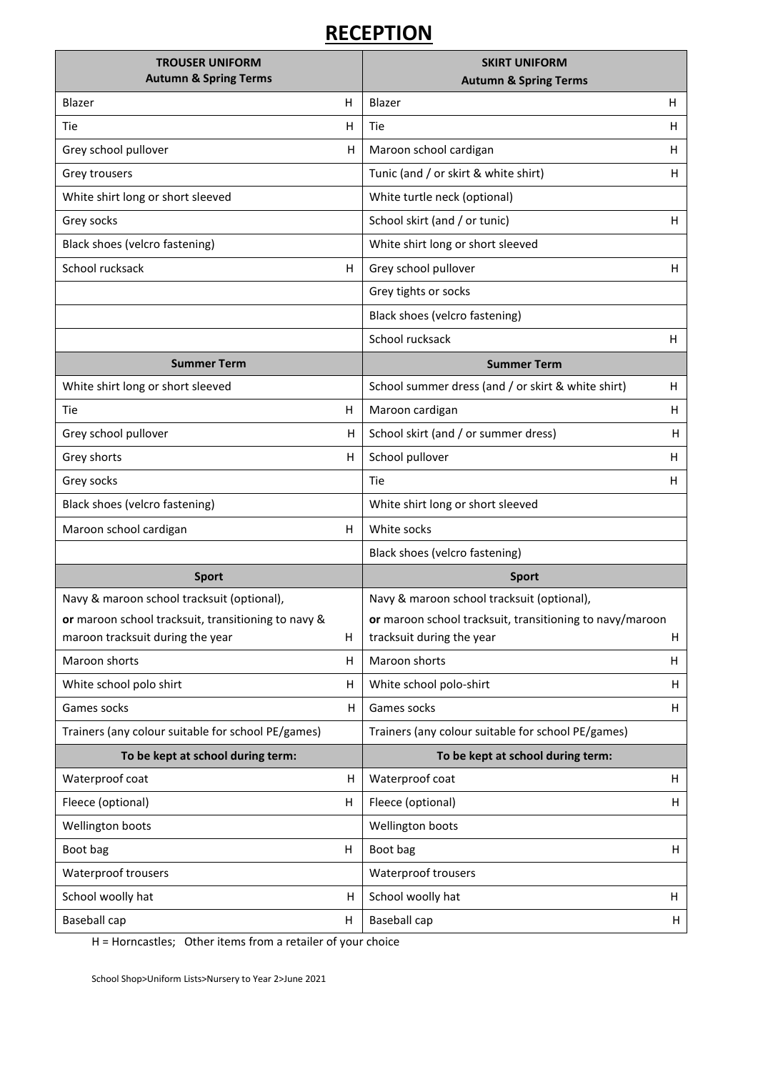# RECEPTION

| TROUSER UNIFORM<br>Autumn & Spring Terms | | SKIRT UNIFORM<br>Autumn & Spring Terms | |
|---|---|---|---|
| Blazer | H | Blazer | H |
| Tie | H | Tie | H |
| Grey school pullover | H | Maroon school cardigan | H |
| Grey trousers | | Tunic (and / or skirt & white shirt) | H |
| White shirt long or short sleeved | | White turtle neck (optional) | |
| Grey socks | | School skirt (and / or tunic) | H |
| Black shoes (velcro fastening) | | White shirt long or short sleeved | |
| School rucksack | H | Grey school pullover | H |
| | | Grey tights or socks | |
| | | Black shoes (velcro fastening) | |
| | | School rucksack | H |
| **Summer Term** | | **Summer Term** | |
| White shirt long or short sleeved | | School summer dress (and / or skirt & white shirt) | H |
| Tie | H | Maroon cardigan | H |
| Grey school pullover | H | School skirt (and / or summer dress) | H |
| Grey shorts | H | School pullover | H |
| Grey socks | | Tie | H |
| Black shoes (velcro fastening) | | White shirt long or short sleeved | |
| Maroon school cardigan | H | White socks | |
| | | Black shoes (velcro fastening) | |
| **Sport** | | **Sport** | |
| Navy & maroon school tracksuit (optional), **or** maroon school tracksuit, transitioning to navy & maroon tracksuit during the year | H | Navy & maroon school tracksuit (optional), **or** maroon school tracksuit, transitioning to navy/maroon tracksuit during the year | H |
| Maroon shorts | H | Maroon shorts | H |
| White school polo shirt | H | White school polo-shirt | H |
| Games socks | H | Games socks | H |
| Trainers (any colour suitable for school PE/games) | | Trainers (any colour suitable for school PE/games) | |
| **To be kept at school during term:** | | **To be kept at school during term:** | |
| Waterproof coat | H | Waterproof coat | H |
| Fleece (optional) | H | Fleece (optional) | H |
| Wellington boots | | Wellington boots | |
| Boot bag | H | Boot bag | H |
| Waterproof trousers | | Waterproof trousers | |
| School woolly hat | H | School woolly hat | H |
| Baseball cap | H | Baseball cap | H |

H = Horncastles; Other items from a retailer of your choice

School Shop>Uniform Lists>Nursery to Year 2>June 2021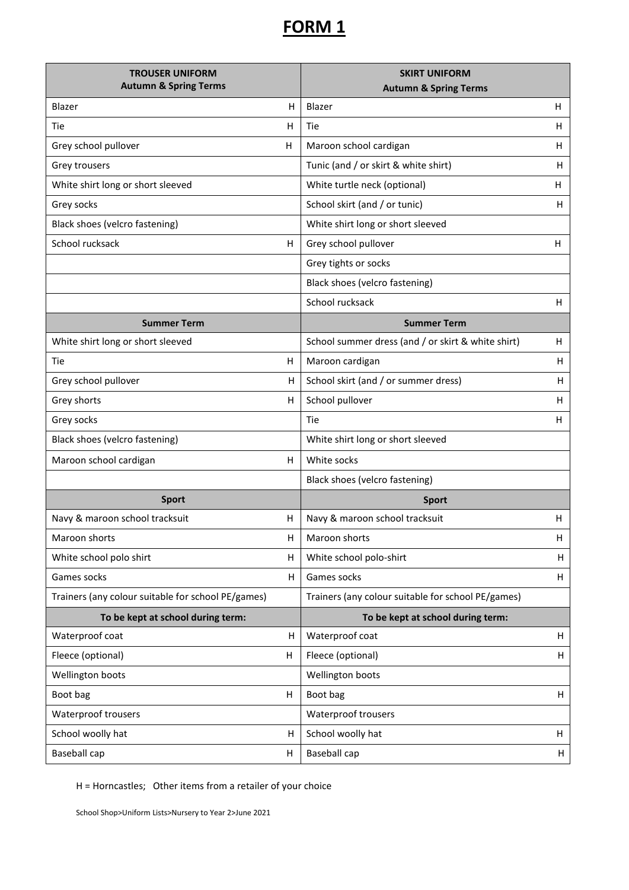# FORM 1

| TROUSER UNIFORM Autumn & Spring Terms | | SKIRT UNIFORM Autumn & Spring Terms | |
|---|---|---|---|
| Blazer | H | Blazer | H |
| Tie | H | Tie | H |
| Grey school pullover | H | Maroon school cardigan | H |
| Grey trousers | | Tunic (and / or skirt & white shirt) | H |
| White shirt long or short sleeved | | White turtle neck (optional) | H |
| Grey socks | | School skirt (and / or tunic) | H |
| Black shoes (velcro fastening) | | White shirt long or short sleeved | |
| School rucksack | H | Grey school pullover | H |
| | | Grey tights or socks | |
| | | Black shoes (velcro fastening) | |
| | | School rucksack | H |
| **Summer Term** | | **Summer Term** | |
| White shirt long or short sleeved | | School summer dress (and / or skirt & white shirt) | H |
| Tie | H | Maroon cardigan | H |
| Grey school pullover | H | School skirt (and / or summer dress) | H |
| Grey shorts | H | School pullover | H |
| Grey socks | | Tie | H |
| Black shoes (velcro fastening) | | White shirt long or short sleeved | |
| Maroon school cardigan | H | White socks | |
| | | Black shoes (velcro fastening) | |
| **Sport** | | **Sport** | |
| Navy & maroon school tracksuit | H | Navy & maroon school tracksuit | H |
| Maroon shorts | H | Maroon shorts | H |
| White school polo shirt | H | White school polo-shirt | H |
| Games socks | H | Games socks | H |
| Trainers (any colour suitable for school PE/games) | | Trainers (any colour suitable for school PE/games) | |
| **To be kept at school during term:** | | **To be kept at school during term:** | |
| Waterproof coat | H | Waterproof coat | H |
| Fleece (optional) | H | Fleece (optional) | H |
| Wellington boots | | Wellington boots | |
| Boot bag | H | Boot bag | H |
| Waterproof trousers | | Waterproof trousers | |
| School woolly hat | H | School woolly hat | H |
| Baseball cap | H | Baseball cap | H |

H = Horncastles; Other items from a retailer of your choice

School Shop>Uniform Lists>Nursery to Year 2>June 2021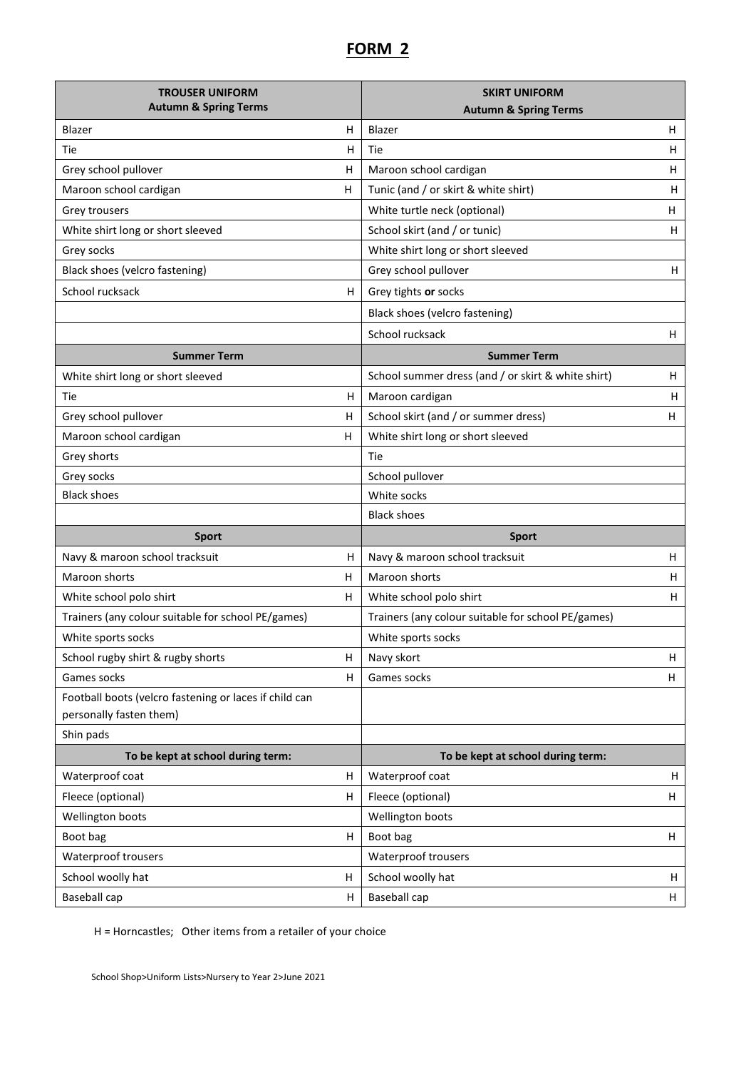# FORM 2

| TROUSER UNIFORM Autumn & Spring Terms | | SKIRT UNIFORM Autumn & Spring Terms | |
|---|---|---|---|
| Blazer | H | Blazer | H |
| Tie | H | Tie | H |
| Grey school pullover | H | Maroon school cardigan | H |
| Maroon school cardigan | H | Tunic (and / or skirt & white shirt) | H |
| Grey trousers | | White turtle neck (optional) | H |
| White shirt long or short sleeved | | School skirt (and / or tunic) | H |
| Grey socks | | White shirt long or short sleeved | |
| Black shoes (velcro fastening) | | Grey school pullover | H |
| School rucksack | H | Grey tights **or** socks | |
| | | Black shoes (velcro fastening) | |
| | | School rucksack | H |
| **Summer Term** | | **Summer Term** | |
| White shirt long or short sleeved | | School summer dress (and / or skirt & white shirt) | H |
| Tie | H | Maroon cardigan | H |
| Grey school pullover | H | School skirt (and / or summer dress) | H |
| Maroon school cardigan | H | White shirt long or short sleeved | |
| Grey shorts | | Tie | |
| Grey socks | | School pullover | |
| Black shoes | | White socks | |
| | | Black shoes | |
| **Sport** | | **Sport** | |
| Navy & maroon school tracksuit | H | Navy & maroon school tracksuit | H |
| Maroon shorts | H | Maroon shorts | H |
| White school polo shirt | H | White school polo shirt | H |
| Trainers (any colour suitable for school PE/games) | | Trainers (any colour suitable for school PE/games) | |
| White sports socks | | White sports socks | |
| School rugby shirt & rugby shorts | H | Navy skort | H |
| Games socks | H | Games socks | H |
| Football boots (velcro fastening or laces if child can personally fasten them) | | | |
| Shin pads | | | |
| **To be kept at school during term:** | | **To be kept at school during term:** | |
| Waterproof coat | H | Waterproof coat | H |
| Fleece (optional) | H | Fleece (optional) | H |
| Wellington boots | | Wellington boots | |
| Boot bag | H | Boot bag | H |
| Waterproof trousers | | Waterproof trousers | |
| School woolly hat | H | School woolly hat | H |
| Baseball cap | H | Baseball cap | H |

H = Horncastles; Other items from a retailer of your choice

School Shop>Uniform Lists>Nursery to Year 2>June 2021